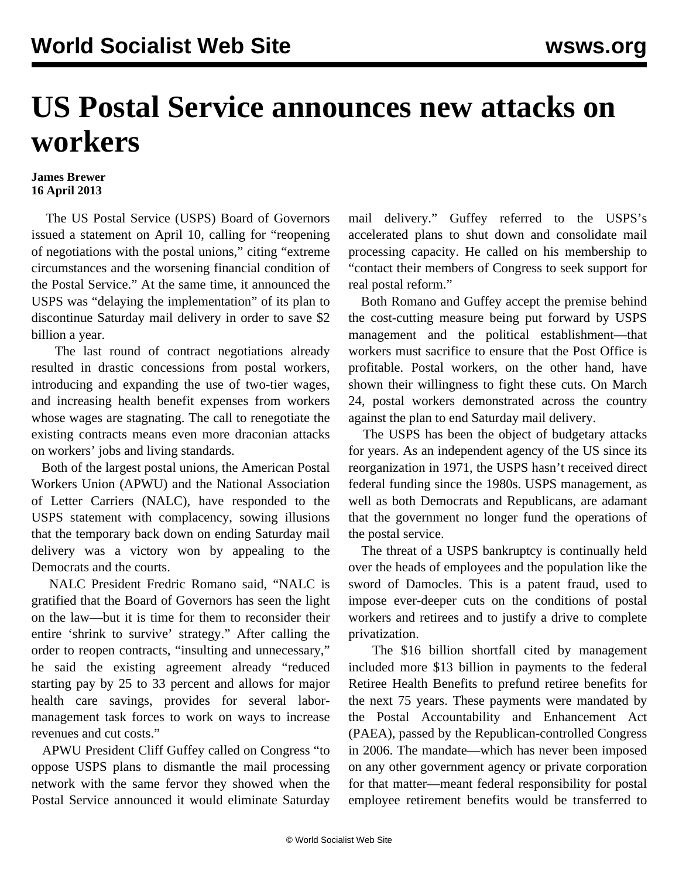# US Postal Service announces new attacks on workers

**James Brewer**
**16 April 2013**

The US Postal Service (USPS) Board of Governors issued a statement on April 10, calling for "reopening of negotiations with the postal unions," citing "extreme circumstances and the worsening financial condition of the Postal Service." At the same time, it announced the USPS was "delaying the implementation" of its plan to discontinue Saturday mail delivery in order to save $2 billion a year.

The last round of contract negotiations already resulted in drastic concessions from postal workers, introducing and expanding the use of two-tier wages, and increasing health benefit expenses from workers whose wages are stagnating. The call to renegotiate the existing contracts means even more draconian attacks on workers' jobs and living standards.

Both of the largest postal unions, the American Postal Workers Union (APWU) and the National Association of Letter Carriers (NALC), have responded to the USPS statement with complacency, sowing illusions that the temporary back down on ending Saturday mail delivery was a victory won by appealing to the Democrats and the courts.

NALC President Fredric Romano said, "NALC is gratified that the Board of Governors has seen the light on the law—but it is time for them to reconsider their entire 'shrink to survive' strategy." After calling the order to reopen contracts, "insulting and unnecessary," he said the existing agreement already "reduced starting pay by 25 to 33 percent and allows for major health care savings, provides for several labor-management task forces to work on ways to increase revenues and cut costs."

APWU President Cliff Guffey called on Congress "to oppose USPS plans to dismantle the mail processing network with the same fervor they showed when the Postal Service announced it would eliminate Saturday mail delivery." Guffey referred to the USPS's accelerated plans to shut down and consolidate mail processing capacity. He called on his membership to "contact their members of Congress to seek support for real postal reform."

Both Romano and Guffey accept the premise behind the cost-cutting measure being put forward by USPS management and the political establishment—that workers must sacrifice to ensure that the Post Office is profitable. Postal workers, on the other hand, have shown their willingness to fight these cuts. On March 24, postal workers demonstrated across the country against the plan to end Saturday mail delivery.

The USPS has been the object of budgetary attacks for years. As an independent agency of the US since its reorganization in 1971, the USPS hasn't received direct federal funding since the 1980s. USPS management, as well as both Democrats and Republicans, are adamant that the government no longer fund the operations of the postal service.

The threat of a USPS bankruptcy is continually held over the heads of employees and the population like the sword of Damocles. This is a patent fraud, used to impose ever-deeper cuts on the conditions of postal workers and retirees and to justify a drive to complete privatization.

The $16 billion shortfall cited by management included more $13 billion in payments to the federal Retiree Health Benefits to prefund retiree benefits for the next 75 years. These payments were mandated by the Postal Accountability and Enhancement Act (PAEA), passed by the Republican-controlled Congress in 2006. The mandate—which has never been imposed on any other government agency or private corporation for that matter—meant federal responsibility for postal employee retirement benefits would be transferred to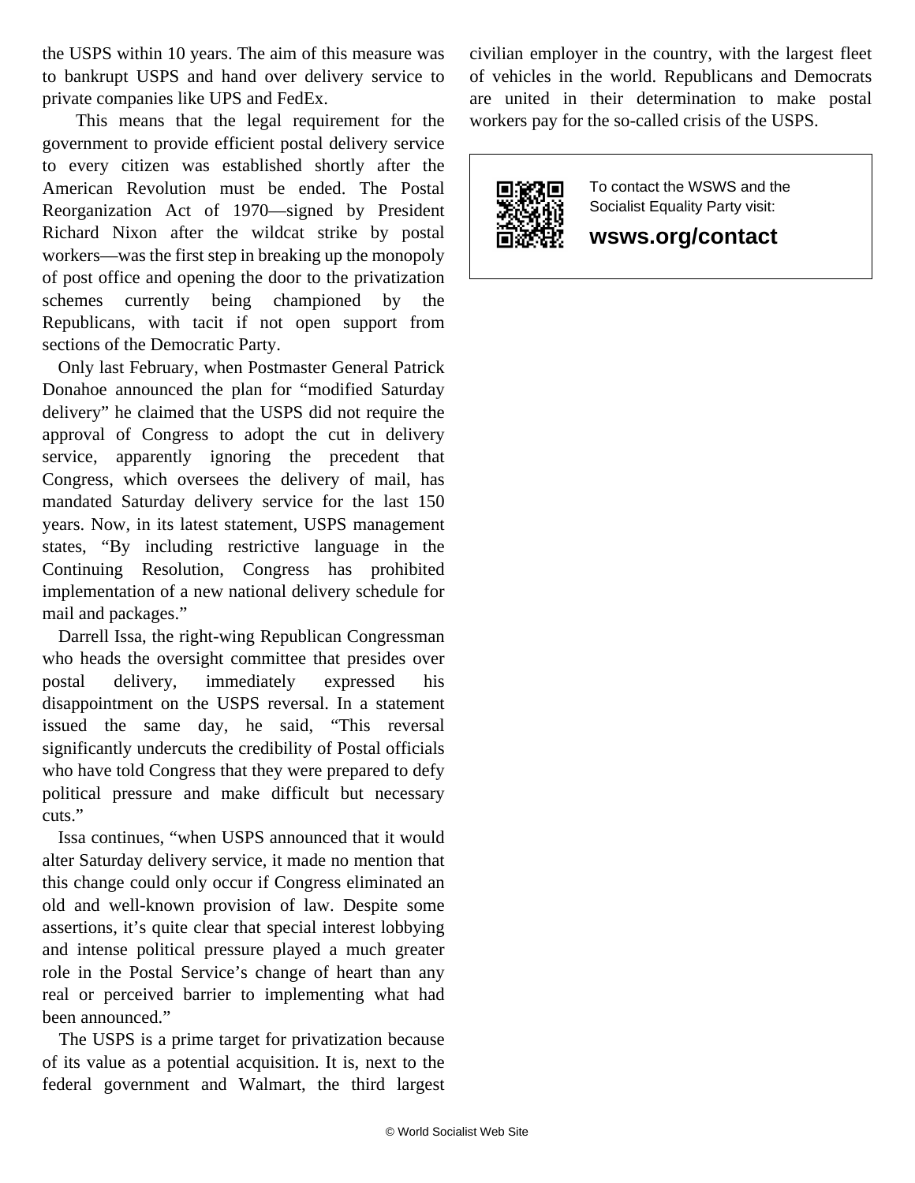the USPS within 10 years. The aim of this measure was to bankrupt USPS and hand over delivery service to private companies like UPS and FedEx.

This means that the legal requirement for the government to provide efficient postal delivery service to every citizen was established shortly after the American Revolution must be ended. The Postal Reorganization Act of 1970—signed by President Richard Nixon after the wildcat strike by postal workers—was the first step in breaking up the monopoly of post office and opening the door to the privatization schemes currently being championed by the Republicans, with tacit if not open support from sections of the Democratic Party.

Only last February, when Postmaster General Patrick Donahoe announced the plan for "modified Saturday delivery" he claimed that the USPS did not require the approval of Congress to adopt the cut in delivery service, apparently ignoring the precedent that Congress, which oversees the delivery of mail, has mandated Saturday delivery service for the last 150 years. Now, in its latest statement, USPS management states, "By including restrictive language in the Continuing Resolution, Congress has prohibited implementation of a new national delivery schedule for mail and packages."

Darrell Issa, the right-wing Republican Congressman who heads the oversight committee that presides over postal delivery, immediately expressed his disappointment on the USPS reversal. In a statement issued the same day, he said, "This reversal significantly undercuts the credibility of Postal officials who have told Congress that they were prepared to defy political pressure and make difficult but necessary cuts."

Issa continues, "when USPS announced that it would alter Saturday delivery service, it made no mention that this change could only occur if Congress eliminated an old and well-known provision of law. Despite some assertions, it's quite clear that special interest lobbying and intense political pressure played a much greater role in the Postal Service's change of heart than any real or perceived barrier to implementing what had been announced."

The USPS is a prime target for privatization because of its value as a potential acquisition. It is, next to the federal government and Walmart, the third largest civilian employer in the country, with the largest fleet of vehicles in the world. Republicans and Democrats are united in their determination to make postal workers pay for the so-called crisis of the USPS.

To contact the WSWS and the Socialist Equality Party visit:

**wsws.org/contact**